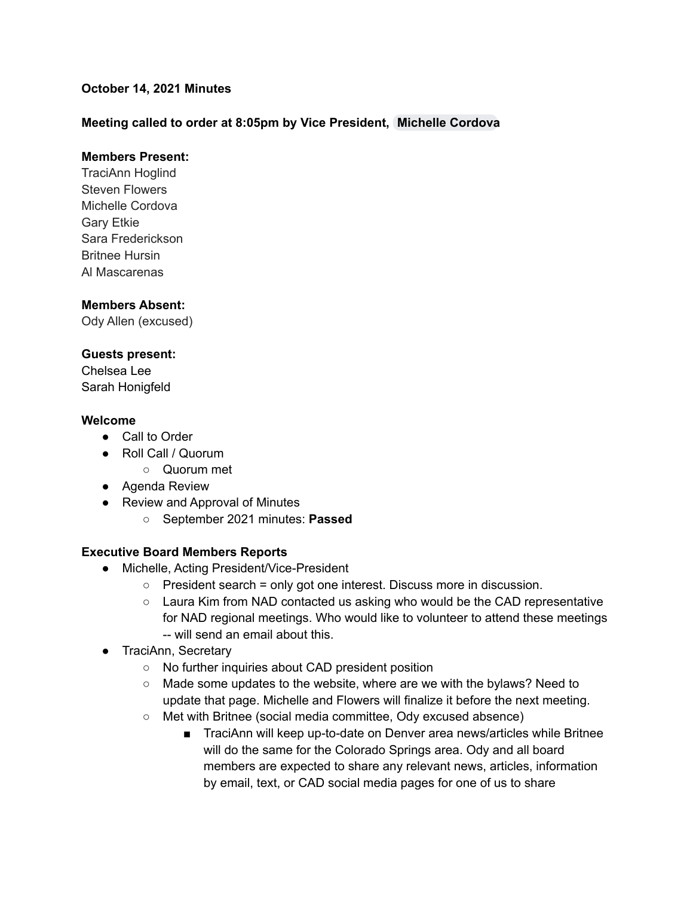**October 14, 2021 Minutes**

**Meeting called to order at 8:05pm by Vice President, Michelle Cordova**

**Members Present:**
TraciAnn Hoglind
Steven Flowers
Michelle Cordova
Gary Etkie
Sara Frederickson
Britnee Hursin
Al Mascarenas

**Members Absent:**
Ody Allen (excused)

**Guests present:**
Chelsea Lee
Sarah Honigfeld

**Welcome**

- Call to Order
- Roll Call / Quorum
  - Quorum met
- Agenda Review
- Review and Approval of Minutes
  - September 2021 minutes: **Passed**

**Executive Board Members Reports**

- Michelle, Acting President/Vice-President
  - President search = only got one interest. Discuss more in discussion.
  - Laura Kim from NAD contacted us asking who would be the CAD representative for NAD regional meetings. Who would like to volunteer to attend these meetings -- will send an email about this.
- TraciAnn, Secretary
  - No further inquiries about CAD president position
  - Made some updates to the website, where are we with the bylaws? Need to update that page. Michelle and Flowers will finalize it before the next meeting.
  - Met with Britnee (social media committee, Ody excused absence)
    - TraciAnn will keep up-to-date on Denver area news/articles while Britnee will do the same for the Colorado Springs area. Ody and all board members are expected to share any relevant news, articles, information by email, text, or CAD social media pages for one of us to share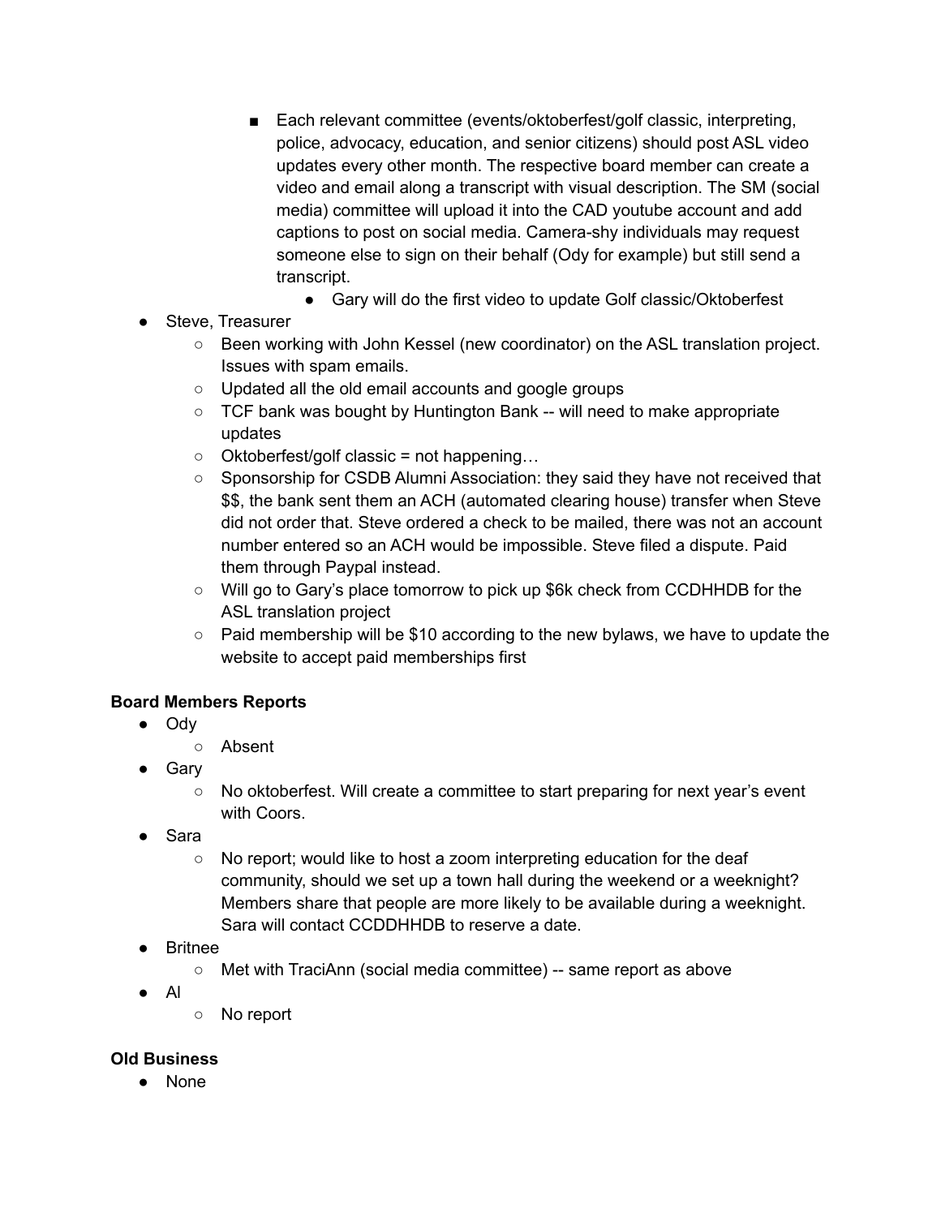- Each relevant committee (events/oktoberfest/golf classic, interpreting, police, advocacy, education, and senior citizens) should post ASL video updates every other month. The respective board member can create a video and email along a transcript with visual description. The SM (social media) committee will upload it into the CAD youtube account and add captions to post on social media. Camera-shy individuals may request someone else to sign on their behalf (Ody for example) but still send a transcript.
            - Gary will do the first video to update Golf classic/Oktoberfest
- Steve, Treasurer
    - Been working with John Kessel (new coordinator) on the ASL translation project. Issues with spam emails.
    - Updated all the old email accounts and google groups
    - TCF bank was bought by Huntington Bank -- will need to make appropriate updates
    - Oktoberfest/golf classic = not happening…
    - Sponsorship for CSDB Alumni Association: they said they have not received that $$, the bank sent them an ACH (automated clearing house) transfer when Steve did not order that. Steve ordered a check to be mailed, there was not an account number entered so an ACH would be impossible. Steve filed a dispute. Paid them through Paypal instead.
    - Will go to Gary's place tomorrow to pick up $6k check from CCDHHDB for the ASL translation project
    - Paid membership will be $10 according to the new bylaws, we have to update the website to accept paid memberships first

**Board Members Reports**

- Ody
    - Absent
- Gary
    - No oktoberfest. Will create a committee to start preparing for next year's event with Coors.
- Sara
    - No report; would like to host a zoom interpreting education for the deaf community, should we set up a town hall during the weekend or a weeknight? Members share that people are more likely to be available during a weeknight. Sara will contact CCDDHHDB to reserve a date.
- Britnee
    - Met with TraciAnn (social media committee) -- same report as above
- Al
    - No report

**Old Business**

- None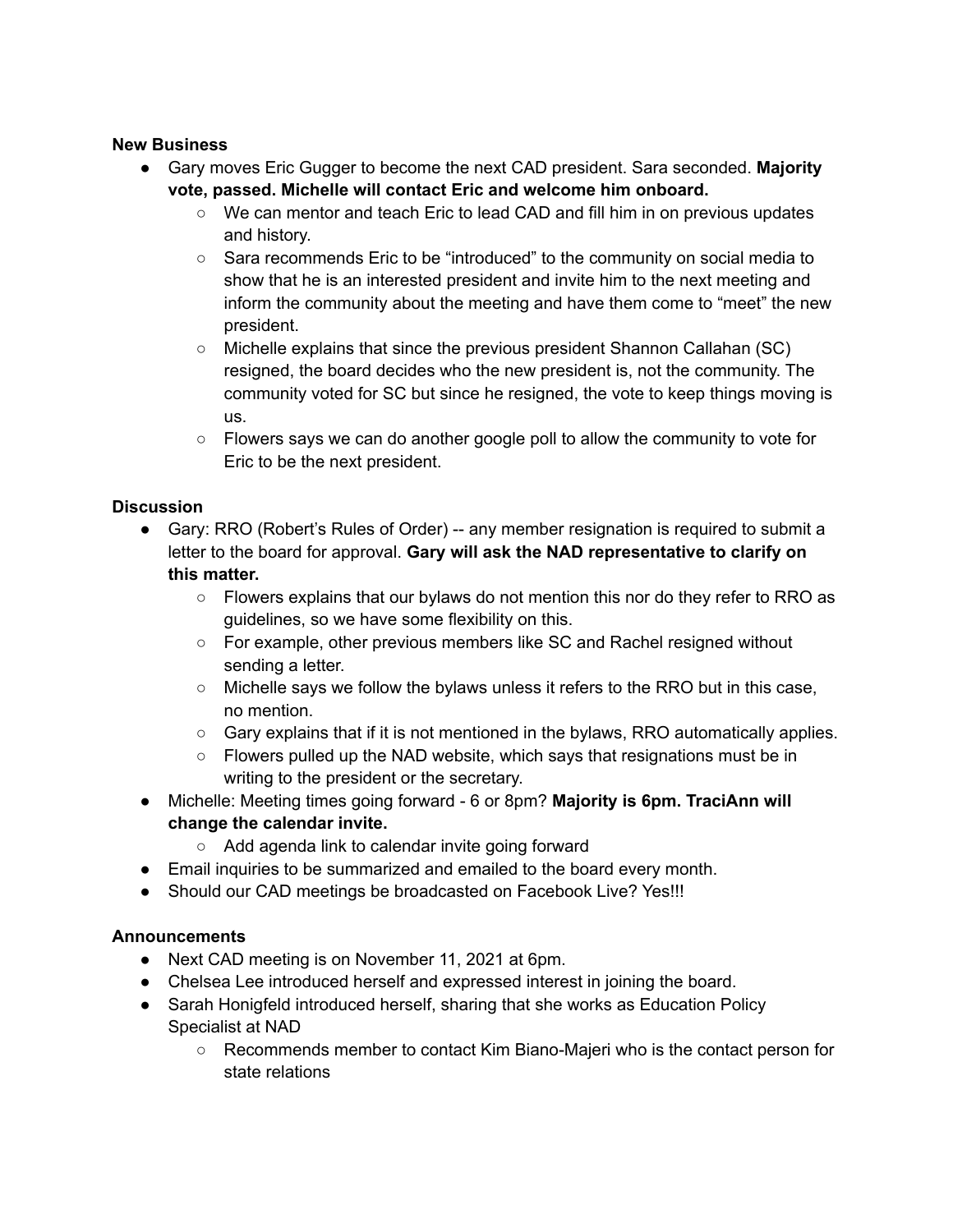**New Business**

- Gary moves Eric Gugger to become the next CAD president. Sara seconded. **Majority vote, passed. Michelle will contact Eric and welcome him onboard.**
    - We can mentor and teach Eric to lead CAD and fill him in on previous updates and history.
    - Sara recommends Eric to be "introduced" to the community on social media to show that he is an interested president and invite him to the next meeting and inform the community about the meeting and have them come to "meet" the new president.
    - Michelle explains that since the previous president Shannon Callahan (SC) resigned, the board decides who the new president is, not the community. The community voted for SC but since he resigned, the vote to keep things moving is us.
    - Flowers says we can do another google poll to allow the community to vote for Eric to be the next president.

**Discussion**

- Gary: RRO (Robert's Rules of Order) -- any member resignation is required to submit a letter to the board for approval. **Gary will ask the NAD representative to clarify on this matter.**
    - Flowers explains that our bylaws do not mention this nor do they refer to RRO as guidelines, so we have some flexibility on this.
    - For example, other previous members like SC and Rachel resigned without sending a letter.
    - Michelle says we follow the bylaws unless it refers to the RRO but in this case, no mention.
    - Gary explains that if it is not mentioned in the bylaws, RRO automatically applies.
    - Flowers pulled up the NAD website, which says that resignations must be in writing to the president or the secretary.
- Michelle: Meeting times going forward - 6 or 8pm? **Majority is 6pm. TraciAnn will change the calendar invite.**
    - Add agenda link to calendar invite going forward
- Email inquiries to be summarized and emailed to the board every month.
- Should our CAD meetings be broadcasted on Facebook Live? Yes!!!

**Announcements**

- Next CAD meeting is on November 11, 2021 at 6pm.
- Chelsea Lee introduced herself and expressed interest in joining the board.
- Sarah Honigfeld introduced herself, sharing that she works as Education Policy Specialist at NAD
    - Recommends member to contact Kim Biano-Majeri who is the contact person for state relations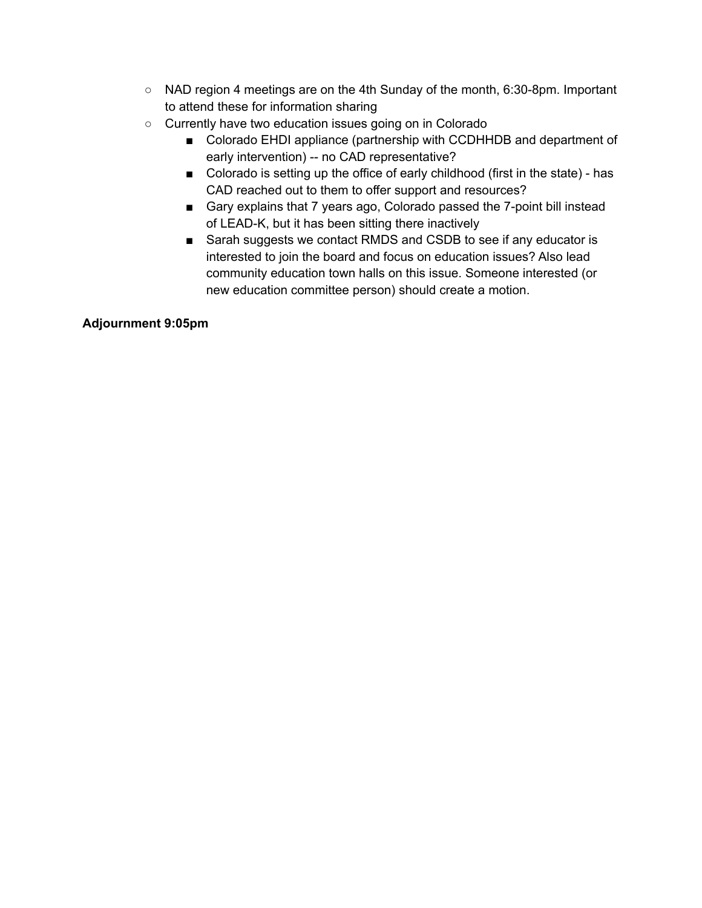- NAD region 4 meetings are on the 4th Sunday of the month, 6:30-8pm. Important to attend these for information sharing
- Currently have two education issues going on in Colorado
  - Colorado EHDI appliance (partnership with CCDHHDB and department of early intervention) -- no CAD representative?
  - Colorado is setting up the office of early childhood (first in the state) - has CAD reached out to them to offer support and resources?
  - Gary explains that 7 years ago, Colorado passed the 7-point bill instead of LEAD-K, but it has been sitting there inactively
  - Sarah suggests we contact RMDS and CSDB to see if any educator is interested to join the board and focus on education issues? Also lead community education town halls on this issue. Someone interested (or new education committee person) should create a motion.

**Adjournment 9:05pm**